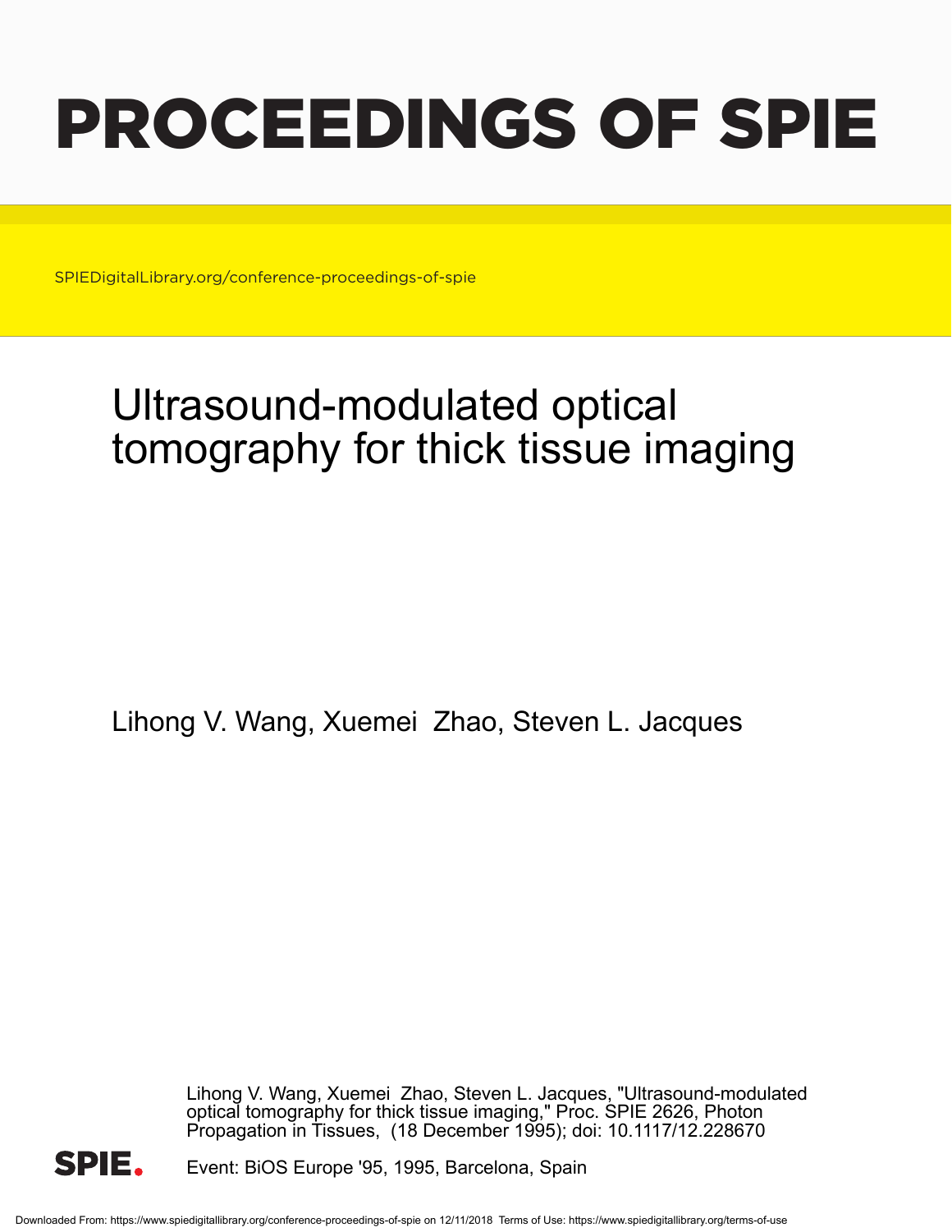# PROCEEDINGS OF SPIE

SPIEDigitalLibrary.org/conference-proceedings-of-spie

## Ultrasound-modulated optical tomography for thick tissue imaging

Lihong V. Wang, Xuemei Zhao, Steven L. Jacques

Lihong V. Wang, Xuemei Zhao, Steven L. Jacques, "Ultrasound-modulated optical tomography for thick tissue imaging," Proc. SPIE 2626, Photon Propagation in Tissues, (18 December 1995); doi: 10.1117/12.228670

Event: BiOS Europe '95, 1995, Barcelona, Spain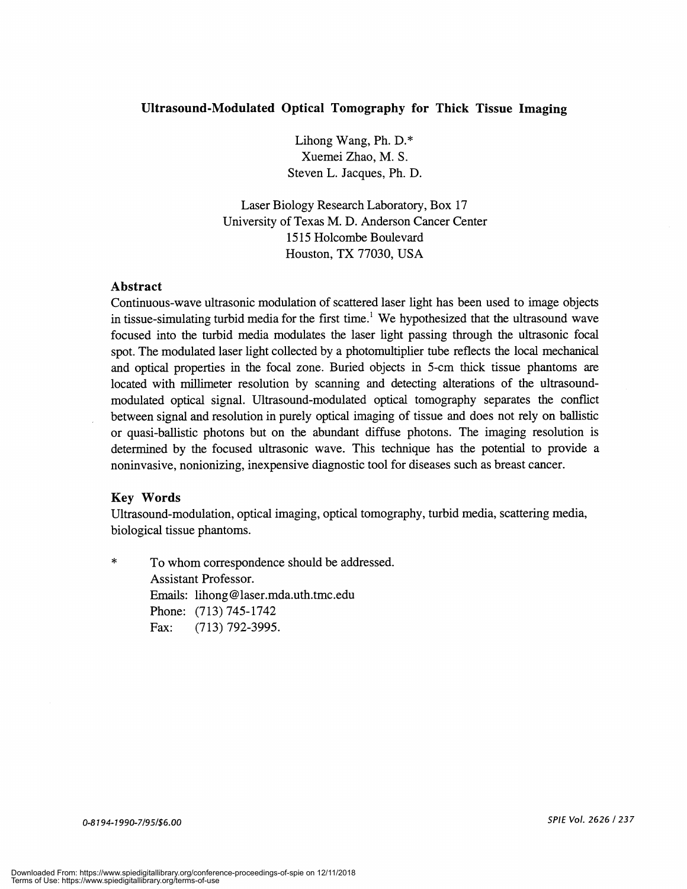## Ultrasound-Modulated Optical Tomography for Thick Tissue Imaging

Lihong Wang, Ph. D.*
Xuemei Zhao, M. S.
Steven L. Jacques, Ph. D.

Laser Biology Research Laboratory, Box 17
University of Texas M. D. Anderson Cancer Center
1515 Holcombe Boulevard
Houston, TX 77030, USA

### Abstract

Continuous-wave ultrasonic modulation of scattered laser light has been used to image objects in tissue-simulating turbid media for the first time.[1] We hypothesized that the ultrasound wave focused into the turbid media modulates the laser light passing through the ultrasonic focal spot. The modulated laser light collected by a photomultiplier tube reflects the local mechanical and optical properties in the focal zone. Buried objects in 5-cm thick tissue phantoms are located with millimeter resolution by scanning and detecting alterations of the ultrasound-modulated optical signal. Ultrasound-modulated optical tomography separates the conflict between signal and resolution in purely optical imaging of tissue and does not rely on ballistic or quasi-ballistic photons but on the abundant diffuse photons. The imaging resolution is determined by the focused ultrasonic wave. This technique has the potential to provide a noninvasive, nonionizing, inexpensive diagnostic tool for diseases such as breast cancer.

### Key Words

Ultrasound-modulation, optical imaging, optical tomography, turbid media, scattering media, biological tissue phantoms.

\* To whom correspondence should be addressed.
Assistant Professor.
Emails: lihong@laser.mda.uth.tmc.edu
Phone: (713) 745-1742
Fax: (713) 792-3995.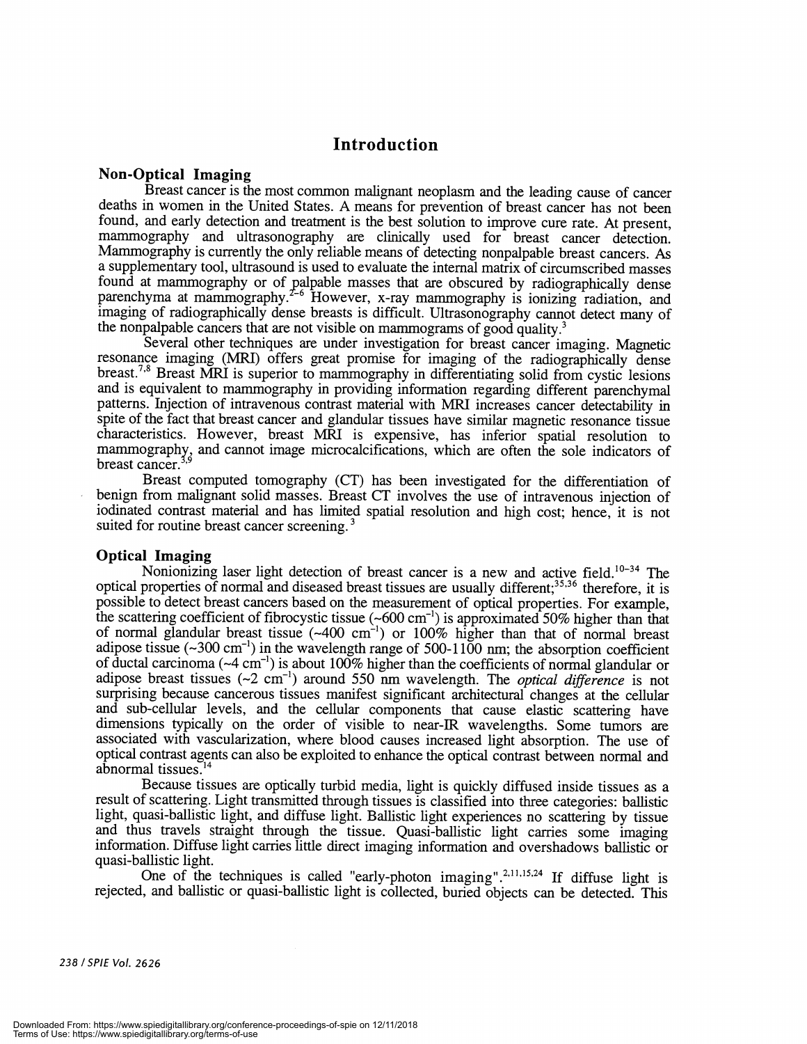# Introduction

## Non-Optical Imaging

Breast cancer is the most common malignant neoplasm and the leading cause of cancer deaths in women in the United States. A means for prevention of breast cancer has not been found, and early detection and treatment is the best solution to improve cure rate. At present, mammography and ultrasonography are clinically used for breast cancer detection. Mammography is currently the only reliable means of detecting nonpalpable breast cancers. As a supplementary tool, ultrasound is used to evaluate the internal matrix of circumscribed masses found at mammography or of palpable masses that are obscured by radiographically dense parenchyma at mammography.[2-6] However, x-ray mammography is ionizing radiation, and imaging of radiographically dense breasts is difficult. Ultrasonography cannot detect many of the nonpalpable cancers that are not visible on mammograms of good quality.[3]

Several other techniques are under investigation for breast cancer imaging. Magnetic resonance imaging (MRI) offers great promise for imaging of the radiographically dense breast.[7,8] Breast MRI is superior to mammography in differentiating solid from cystic lesions and is equivalent to mammography in providing information regarding different parenchymal patterns. Injection of intravenous contrast material with MRI increases cancer detectability in spite of the fact that breast cancer and glandular tissues have similar magnetic resonance tissue characteristics. However, breast MRI is expensive, has inferior spatial resolution to mammography, and cannot image microcalcifications, which are often the sole indicators of breast cancer.[3,9]

Breast computed tomography (CT) has been investigated for the differentiation of benign from malignant solid masses. Breast CT involves the use of intravenous injection of iodinated contrast material and has limited spatial resolution and high cost; hence, it is not suited for routine breast cancer screening.[3]

## Optical Imaging

Nonionizing laser light detection of breast cancer is a new and active field.[10-34] The optical properties of normal and diseased breast tissues are usually different;[35,36] therefore, it is possible to detect breast cancers based on the measurement of optical properties. For example, the scattering coefficient of fibrocystic tissue (~600 $cm^{-1}$) is approximated 50% higher than that of normal glandular breast tissue (~400 $cm^{-1}$) or 100% higher than that of normal breast adipose tissue (~300 $cm^{-1}$) in the wavelength range of 500-1100 nm; the absorption coefficient of ductal carcinoma (~4 $cm^{-1}$) is about 100% higher than the coefficients of normal glandular or adipose breast tissues (~2 $cm^{-1}$) around 550 nm wavelength. The *optical difference* is not surprising because cancerous tissues manifest significant architectural changes at the cellular and sub-cellular levels, and the cellular components that cause elastic scattering have dimensions typically on the order of visible to near-IR wavelengths. Some tumors are associated with vascularization, where blood causes increased light absorption. The use of optical contrast agents can also be exploited to enhance the optical contrast between normal and abnormal tissues.[14]

Because tissues are optically turbid media, light is quickly diffused inside tissues as a result of scattering. Light transmitted through tissues is classified into three categories: ballistic light, quasi-ballistic light, and diffuse light. Ballistic light experiences no scattering by tissue and thus travels straight through the tissue. Quasi-ballistic light carries some imaging information. Diffuse light carries little direct imaging information and overshadows ballistic or quasi-ballistic light.

One of the techniques is called "early-photon imaging".[2,11,15,24] If diffuse light is rejected, and ballistic or quasi-ballistic light is collected, buried objects can be detected. This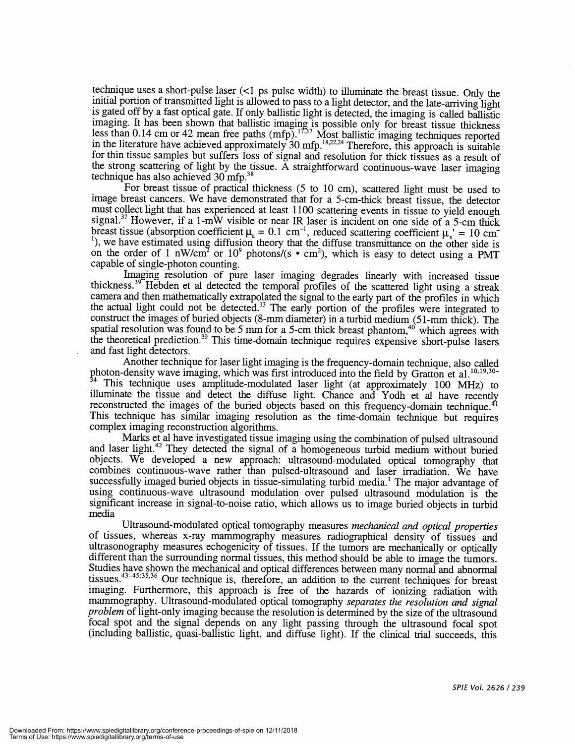technique uses a short-pulse laser (<1 ps pulse width) to illuminate the breast tissue. Only the initial portion of transmitted light is allowed to pass to a light detector, and the late-arriving light is gated off by a fast optical gate. If only ballistic light is detected, the imaging is called ballistic imaging. It has been shown that ballistic imaging is possible only for breast tissue thickness less than 0.14 cm or 42 mean free paths (mfp).[17,37] Most ballistic imaging techniques reported in the literature have achieved approximately 30 mfp.[18,22,24] Therefore, this approach is suitable for thin tissue samples but suffers loss of signal and resolution for thick tissues as a result of the strong scattering of light by the tissue. A straightforward continuous-wave laser imaging technique has also achieved 30 mfp.[38]

For breast tissue of practical thickness (5 to 10 cm), scattered light must be used to image breast cancers. We have demonstrated that for a 5-cm-thick breast tissue, the detector must collect light that has experienced at least 1100 scattering events in tissue to yield enough signal.[37] However, if a 1-mW visible or near IR laser is incident on one side of a 5-cm thick breast tissue (absorption coefficient $\mu_a = 0.1\ \text{cm}^{-1}$, reduced scattering coefficient $\mu_s' = 10\ \text{cm}^{-1}$), we have estimated using diffusion theory that the diffuse transmittance on the other side is on the order of 1 nW/cm$^2$ or $10^9$ photons/(s • cm$^2$), which is easy to detect using a PMT capable of single-photon counting.

Imaging resolution of pure laser imaging degrades linearly with increased tissue thickness.[39] Hebden et al detected the temporal profiles of the scattered light using a streak camera and then mathematically extrapolated the signal to the early part of the profiles in which the actual light could not be detected.[13] The early portion of the profiles were integrated to construct the images of buried objects (8-mm diameter) in a turbid medium (51-mm thick). The spatial resolution was found to be 5 mm for a 5-cm thick breast phantom,[40] which agrees with the theoretical prediction.[39] This time-domain technique requires expensive short-pulse lasers and fast light detectors.

Another technique for laser light imaging is the frequency-domain technique, also called photon-density wave imaging, which was first introduced into the field by Gratton et al.[10,19,30–34] This technique uses amplitude-modulated laser light (at approximately 100 MHz) to illuminate the tissue and detect the diffuse light. Chance and Yodh et al have recently reconstructed the images of the buried objects based on this frequency-domain technique.[41] This technique has similar imaging resolution as the time-domain technique but requires complex imaging reconstruction algorithms.

Marks et al have investigated tissue imaging using the combination of pulsed ultrasound and laser light.[42] They detected the signal of a homogeneous turbid medium without buried objects. We developed a new approach: ultrasound-modulated optical tomography that combines continuous-wave rather than pulsed-ultrasound and laser irradiation. We have successfully imaged buried objects in tissue-simulating turbid media.[1] The major advantage of using continuous-wave ultrasound modulation over pulsed ultrasound modulation is the significant increase in signal-to-noise ratio, which allows us to image buried objects in turbid media

Ultrasound-modulated optical tomography measures *mechanical and optical properties* of tissues, whereas x-ray mammography measures radiographical density of tissues and ultrasonography measures echogenicity of tissues. If the tumors are mechanically or optically different than the surrounding normal tissues, this method should be able to image the tumors. Studies have shown the mechanical and optical differences between many normal and abnormal tissues.[43–45;35,36] Our technique is, therefore, an addition to the current techniques for breast imaging. Furthermore, this approach is free of the hazards of ionizing radiation with mammography. Ultrasound-modulated optical tomography *separates the resolution and signal problem* of light-only imaging because the resolution is determined by the size of the ultrasound focal spot and the signal depends on any light passing through the ultrasound focal spot (including ballistic, quasi-ballistic light, and diffuse light). If the clinical trial succeeds, this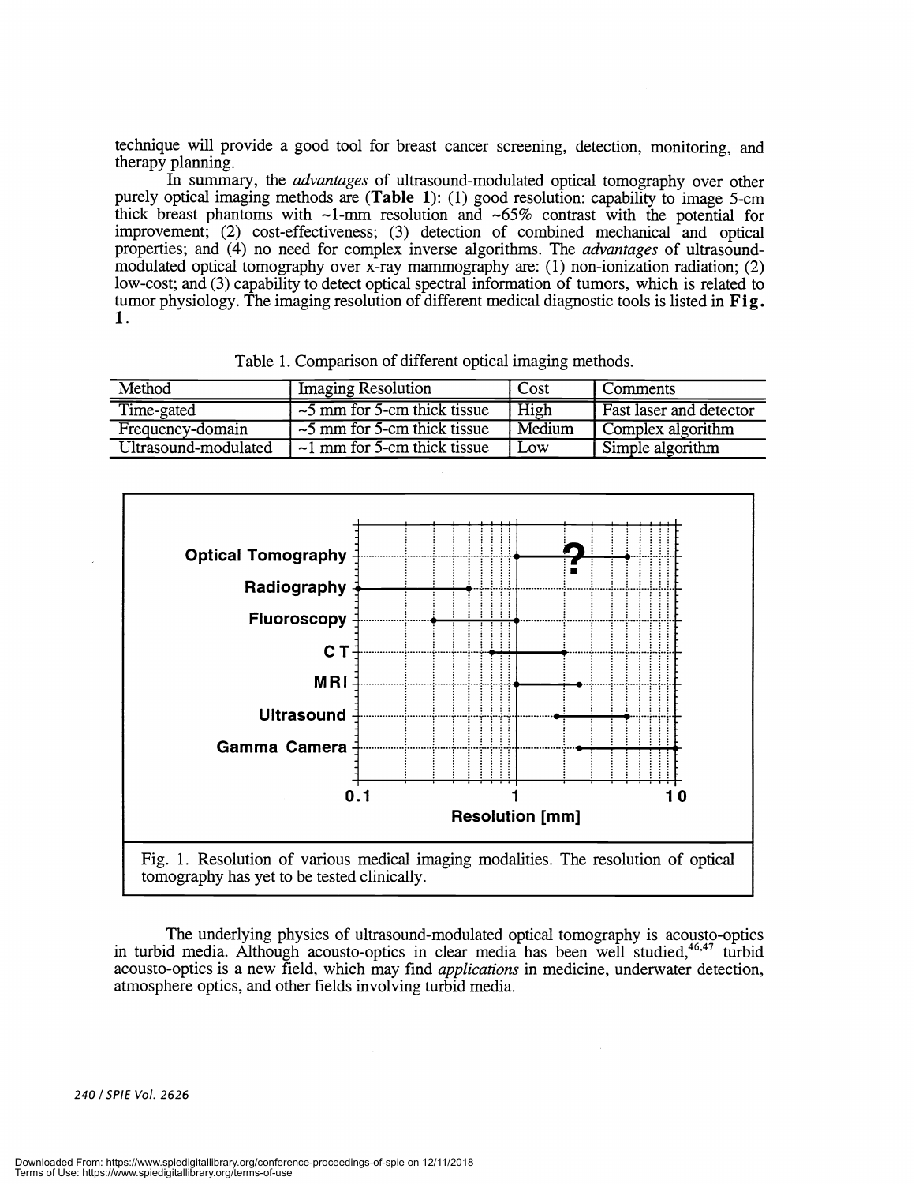technique will provide a good tool for breast cancer screening, detection, monitoring, and therapy planning.

In summary, the *advantages* of ultrasound-modulated optical tomography over other purely optical imaging methods are (**Table 1**): (1) good resolution: capability to image 5-cm thick breast phantoms with ~1-mm resolution and ~65% contrast with the potential for improvement; (2) cost-effectiveness; (3) detection of combined mechanical and optical properties; and (4) no need for complex inverse algorithms. The *advantages* of ultrasound-modulated optical tomography over x-ray mammography are: (1) non-ionization radiation; (2) low-cost; and (3) capability to detect optical spectral information of tumors, which is related to tumor physiology. The imaging resolution of different medical diagnostic tools is listed in **Fig. 1**.

Table 1. Comparison of different optical imaging methods.

| Method | Imaging Resolution | Cost | Comments |
|---|---|---|---|
| Time-gated | ~5 mm for 5-cm thick tissue | High | Fast laser and detector |
| Frequency-domain | ~5 mm for 5-cm thick tissue | Medium | Complex algorithm |
| Ultrasound-modulated | ~1 mm for 5-cm thick tissue | Low | Simple algorithm |

Fig. 1. Resolution of various medical imaging modalities. The resolution of optical tomography has yet to be tested clinically.

The underlying physics of ultrasound-modulated optical tomography is acousto-optics in turbid media. Although acousto-optics in clear media has been well studied,[46,47] turbid acousto-optics is a new field, which may find *applications* in medicine, underwater detection, atmosphere optics, and other fields involving turbid media.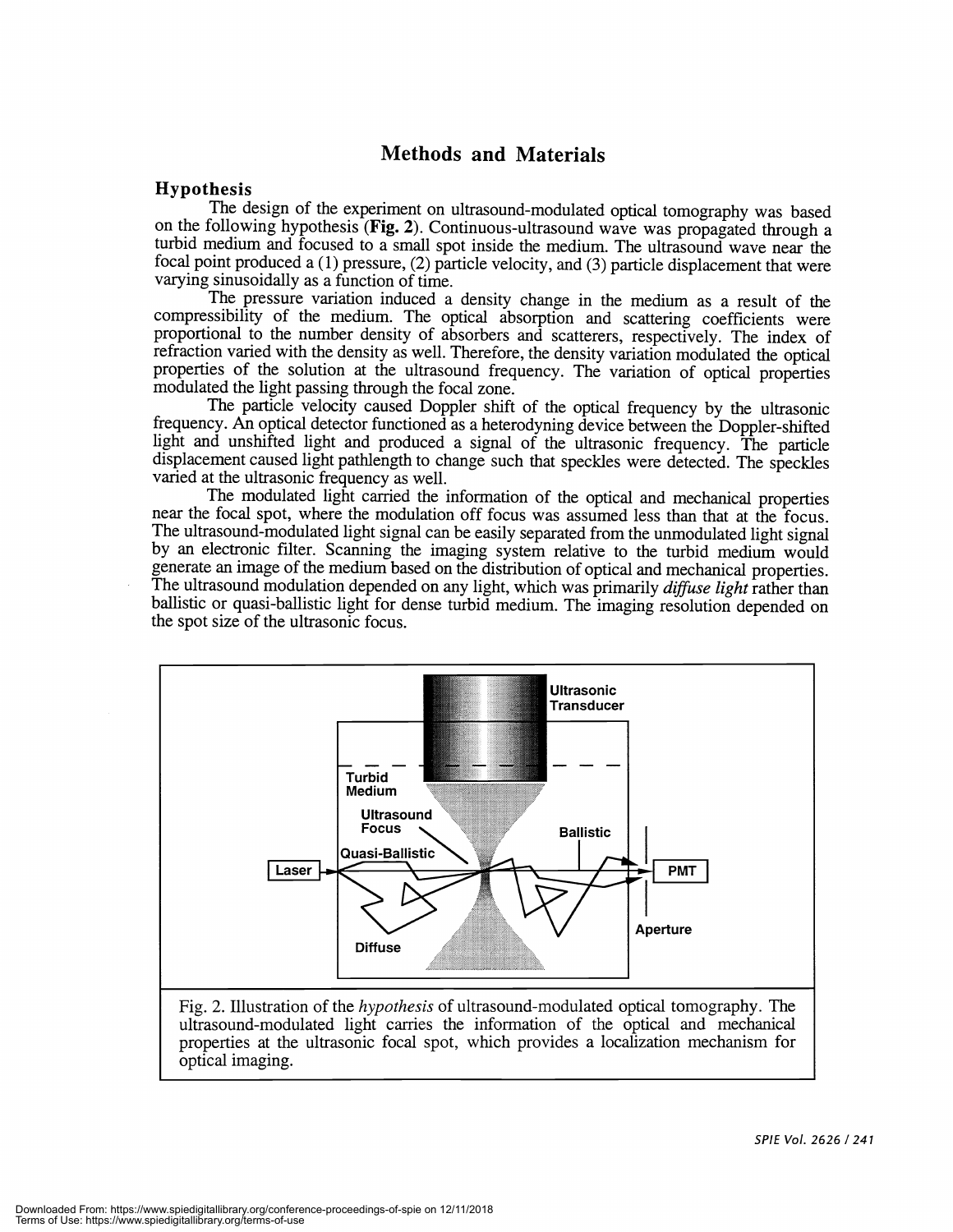# Methods and Materials

## Hypothesis

The design of the experiment on ultrasound-modulated optical tomography was based on the following hypothesis (**Fig. 2**). Continuous-ultrasound wave was propagated through a turbid medium and focused to a small spot inside the medium. The ultrasound wave near the focal point produced a (1) pressure, (2) particle velocity, and (3) particle displacement that were varying sinusoidally as a function of time.

The pressure variation induced a density change in the medium as a result of the compressibility of the medium. The optical absorption and scattering coefficients were proportional to the number density of absorbers and scatterers, respectively. The index of refraction varied with the density as well. Therefore, the density variation modulated the optical properties of the solution at the ultrasound frequency. The variation of optical properties modulated the light passing through the focal zone.

The particle velocity caused Doppler shift of the optical frequency by the ultrasonic frequency. An optical detector functioned as a heterodyning device between the Doppler-shifted light and unshifted light and produced a signal of the ultrasonic frequency. The particle displacement caused light pathlength to change such that speckles were detected. The speckles varied at the ultrasonic frequency as well.

The modulated light carried the information of the optical and mechanical properties near the focal spot, where the modulation off focus was assumed less than that at the focus. The ultrasound-modulated light signal can be easily separated from the unmodulated light signal by an electronic filter. Scanning the imaging system relative to the turbid medium would generate an image of the medium based on the distribution of optical and mechanical properties. The ultrasound modulation depended on any light, which was primarily *diffuse light* rather than ballistic or quasi-ballistic light for dense turbid medium. The imaging resolution depended on the spot size of the ultrasonic focus.

Ultrasonic Transducer
Turbid Medium
Ultrasound Focus
Ballistic
Quasi-Ballistic
Laser
PMT
Aperture
Diffuse

Fig. 2. Illustration of the *hypothesis* of ultrasound-modulated optical tomography. The ultrasound-modulated light carries the information of the optical and mechanical properties at the ultrasonic focal spot, which provides a localization mechanism for optical imaging.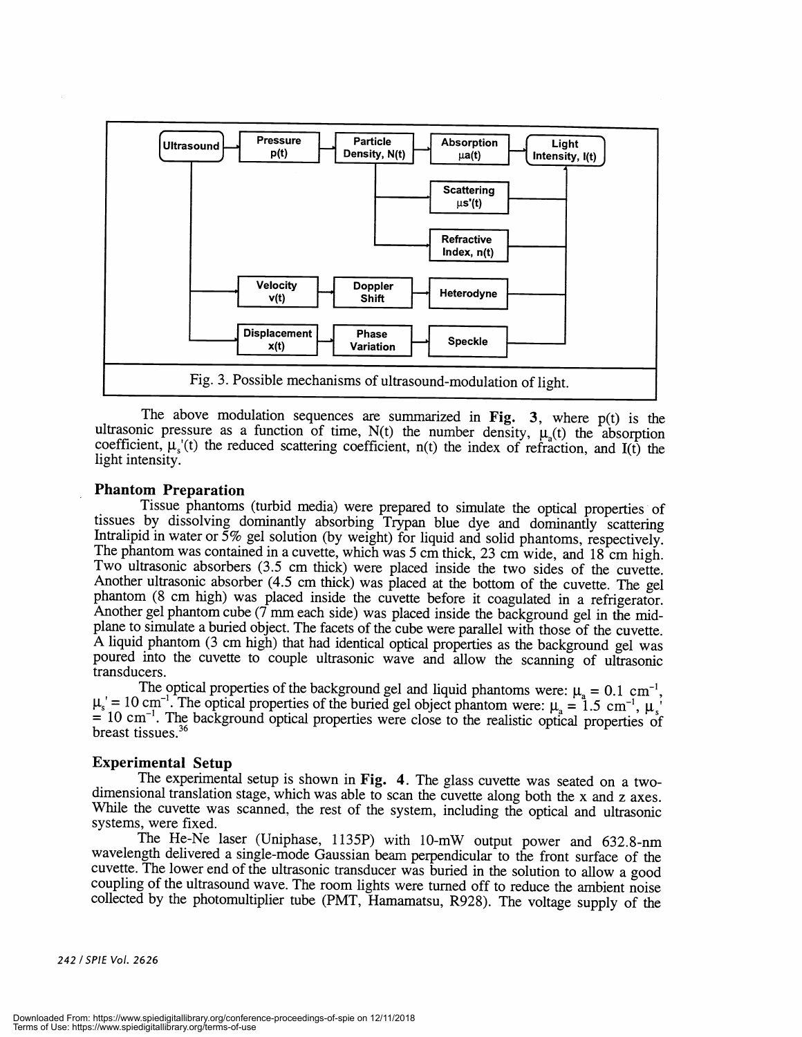Fig. 3. Possible mechanisms of ultrasound-modulation of light.

The above modulation sequences are summarized in **Fig. 3**, where p(t) is the ultrasonic pressure as a function of time, N(t) the number density, $\mu_a(t)$ the absorption coefficient, $\mu_s'(t)$ the reduced scattering coefficient, n(t) the index of refraction, and I(t) the light intensity.

## Phantom Preparation

Tissue phantoms (turbid media) were prepared to simulate the optical properties of tissues by dissolving dominantly absorbing Trypan blue dye and dominantly scattering Intralipid in water or 5% gel solution (by weight) for liquid and solid phantoms, respectively. The phantom was contained in a cuvette, which was 5 cm thick, 23 cm wide, and 18 cm high. Two ultrasonic absorbers (3.5 cm thick) were placed inside the two sides of the cuvette. Another ultrasonic absorber (4.5 cm thick) was placed at the bottom of the cuvette. The gel phantom (8 cm high) was placed inside the cuvette before it coagulated in a refrigerator. Another gel phantom cube (7 mm each side) was placed inside the background gel in the mid-plane to simulate a buried object. The facets of the cube were parallel with those of the cuvette. A liquid phantom (3 cm high) that had identical optical properties as the background gel was poured into the cuvette to couple ultrasonic wave and allow the scanning of ultrasonic transducers.

The optical properties of the background gel and liquid phantoms were: $\mu_a = 0.1\ \mathrm{cm}^{-1}$, $\mu_s' = 10\ \mathrm{cm}^{-1}$. The optical properties of the buried gel object phantom were: $\mu_a = 1.5\ \mathrm{cm}^{-1}$, $\mu_s' = 10\ \mathrm{cm}^{-1}$. The background optical properties were close to the realistic optical properties of breast tissues.[36]

## Experimental Setup

The experimental setup is shown in **Fig. 4**. The glass cuvette was seated on a two-dimensional translation stage, which was able to scan the cuvette along both the x and z axes. While the cuvette was scanned, the rest of the system, including the optical and ultrasonic systems, were fixed.

The He-Ne laser (Uniphase, 1135P) with 10-mW output power and 632.8-nm wavelength delivered a single-mode Gaussian beam perpendicular to the front surface of the cuvette. The lower end of the ultrasonic transducer was buried in the solution to allow a good coupling of the ultrasound wave. The room lights were turned off to reduce the ambient noise collected by the photomultiplier tube (PMT, Hamamatsu, R928). The voltage supply of the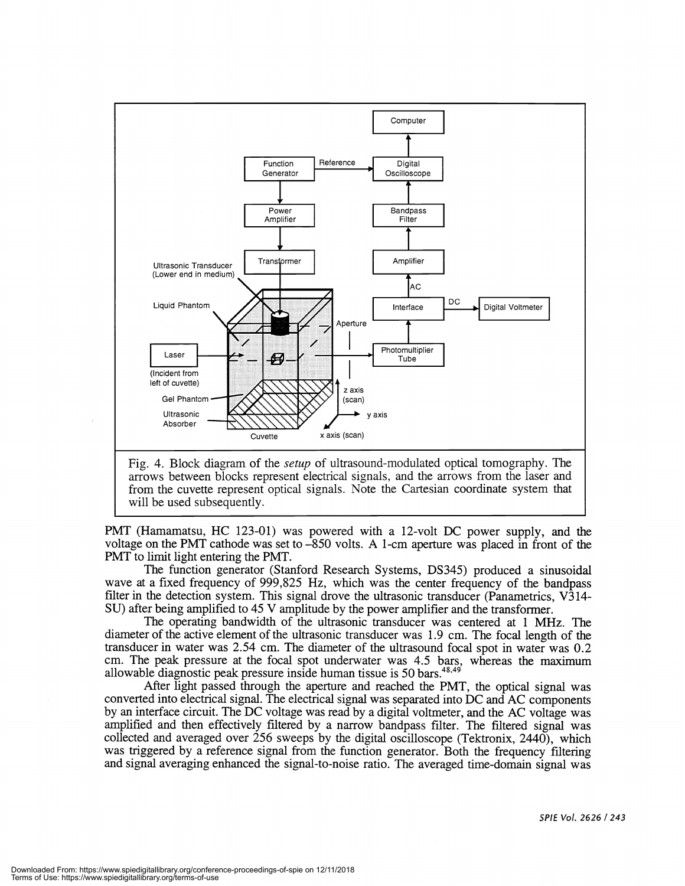Fig. 4. Block diagram of the *setup* of ultrasound-modulated optical tomography. The arrows between blocks represent electrical signals, and the arrows from the laser and from the cuvette represent optical signals. Note the Cartesian coordinate system that will be used subsequently.

PMT (Hamamatsu, HC 123-01) was powered with a 12-volt DC power supply, and the voltage on the PMT cathode was set to –850 volts. A 1-cm aperture was placed in front of the PMT to limit light entering the PMT.

The function generator (Stanford Research Systems, DS345) produced a sinusoidal wave at a fixed frequency of 999,825 Hz, which was the center frequency of the bandpass filter in the detection system. This signal drove the ultrasonic transducer (Panametrics, V314-SU) after being amplified to 45 V amplitude by the power amplifier and the transformer.

The operating bandwidth of the ultrasonic transducer was centered at 1 MHz. The diameter of the active element of the ultrasonic transducer was 1.9 cm. The focal length of the transducer in water was 2.54 cm. The diameter of the ultrasound focal spot in water was 0.2 cm. The peak pressure at the focal spot underwater was 4.5 bars, whereas the maximum allowable diagnostic peak pressure inside human tissue is 50 bars.[48,49]

After light passed through the aperture and reached the PMT, the optical signal was converted into electrical signal. The electrical signal was separated into DC and AC components by an interface circuit. The DC voltage was read by a digital voltmeter, and the AC voltage was amplified and then effectively filtered by a narrow bandpass filter. The filtered signal was collected and averaged over 256 sweeps by the digital oscilloscope (Tektronix, 2440), which was triggered by a reference signal from the function generator. Both the frequency filtering and signal averaging enhanced the signal-to-noise ratio. The averaged time-domain signal was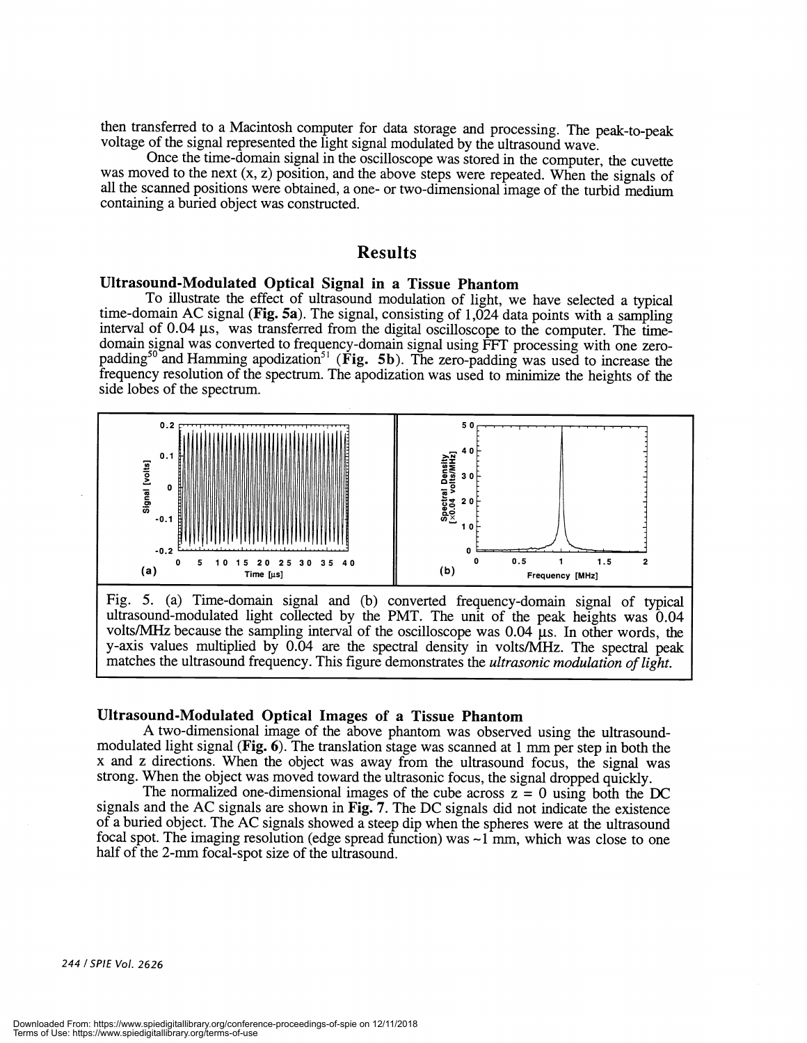then transferred to a Macintosh computer for data storage and processing. The peak-to-peak voltage of the signal represented the light signal modulated by the ultrasound wave.

Once the time-domain signal in the oscilloscope was stored in the computer, the cuvette was moved to the next (x, z) position, and the above steps were repeated. When the signals of all the scanned positions were obtained, a one- or two-dimensional image of the turbid medium containing a buried object was constructed.

# Results

## Ultrasound-Modulated Optical Signal in a Tissue Phantom

To illustrate the effect of ultrasound modulation of light, we have selected a typical time-domain AC signal (**Fig. 5a**). The signal, consisting of 1,024 data points with a sampling interval of 0.04 μs, was transferred from the digital oscilloscope to the computer. The time-domain signal was converted to frequency-domain signal using FFT processing with one zero-padding[50] and Hamming apodization[51] (**Fig. 5b**). The zero-padding was used to increase the frequency resolution of the spectrum. The apodization was used to minimize the heights of the side lobes of the spectrum.

Fig. 5. (a) Time-domain signal and (b) converted frequency-domain signal of typical ultrasound-modulated light collected by the PMT. The unit of the peak heights was 0.04 volts/MHz because the sampling interval of the oscilloscope was 0.04 μs. In other words, the y-axis values multiplied by 0.04 are the spectral density in volts/MHz. The spectral peak matches the ultrasound frequency. This figure demonstrates the *ultrasonic modulation of light.*

## Ultrasound-Modulated Optical Images of a Tissue Phantom

A two-dimensional image of the above phantom was observed using the ultrasound-modulated light signal (**Fig. 6**). The translation stage was scanned at 1 mm per step in both the x and z directions. When the object was away from the ultrasound focus, the signal was strong. When the object was moved toward the ultrasonic focus, the signal dropped quickly.

The normalized one-dimensional images of the cube across z = 0 using both the DC signals and the AC signals are shown in **Fig. 7**. The DC signals did not indicate the existence of a buried object. The AC signals showed a steep dip when the spheres were at the ultrasound focal spot. The imaging resolution (edge spread function) was ~1 mm, which was close to one half of the 2-mm focal-spot size of the ultrasound.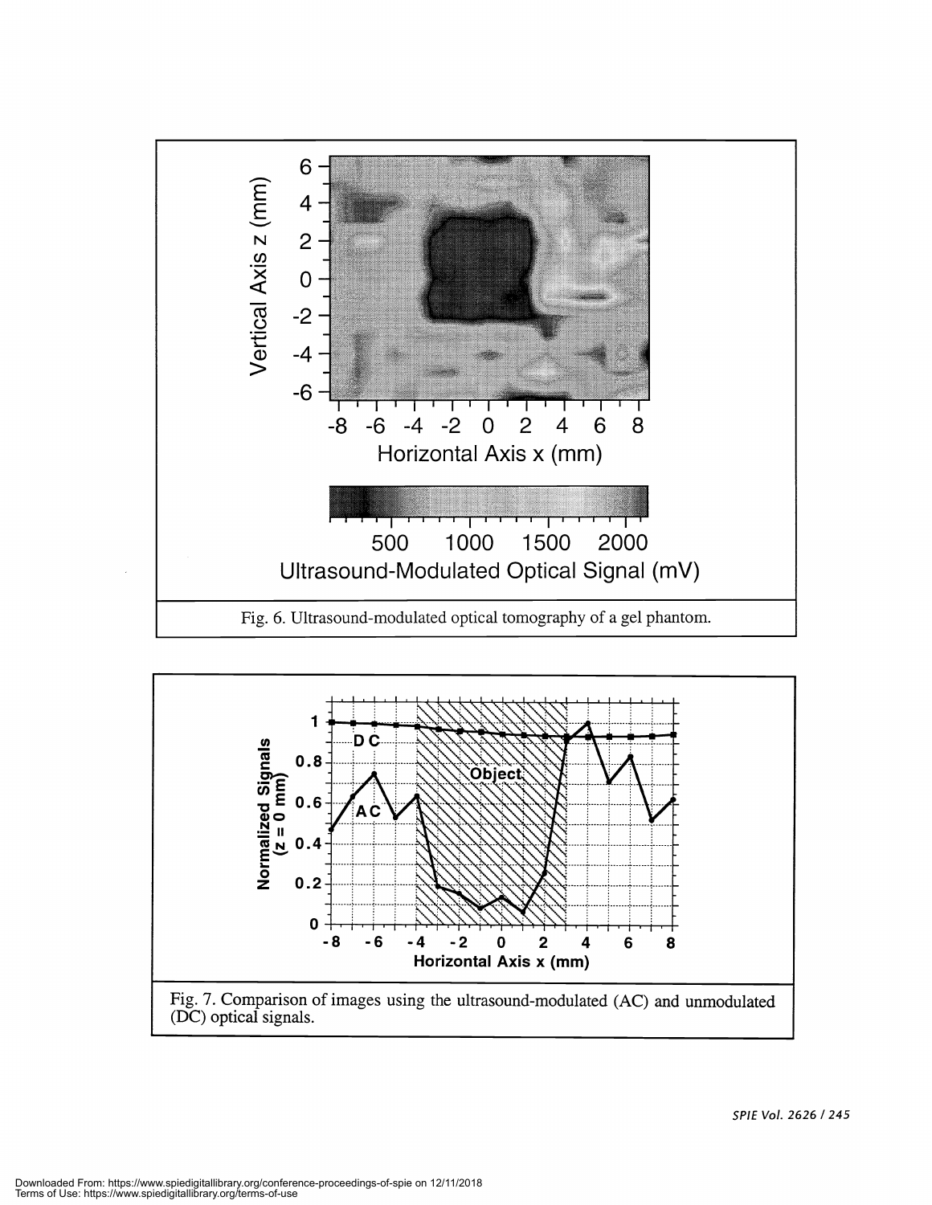Fig. 6. Ultrasound-modulated optical tomography of a gel phantom.

Fig. 7. Comparison of images using the ultrasound-modulated (AC) and unmodulated (DC) optical signals.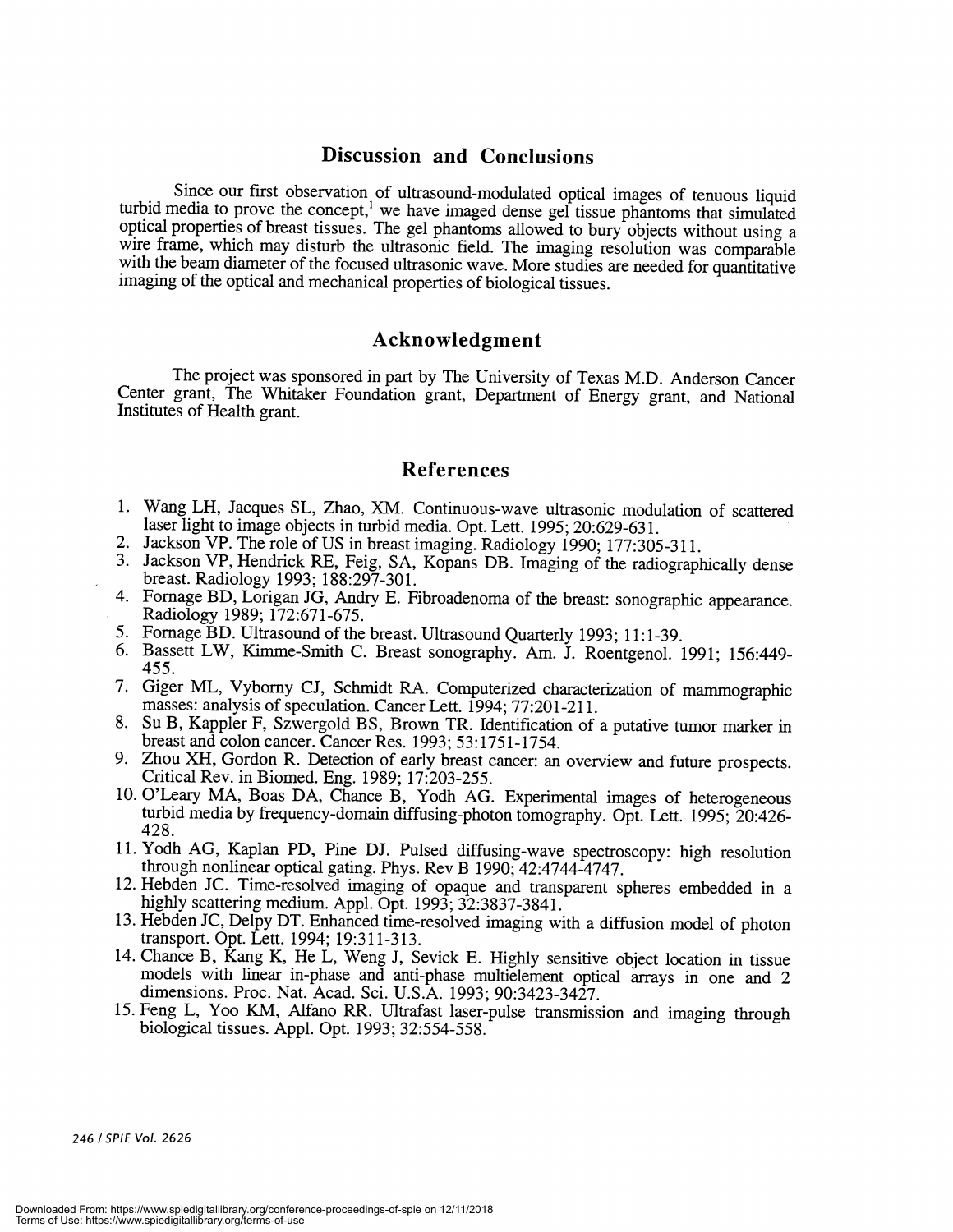## Discussion and Conclusions

Since our first observation of ultrasound-modulated optical images of tenuous liquid turbid media to prove the concept,[1] we have imaged dense gel tissue phantoms that simulated optical properties of breast tissues. The gel phantoms allowed to bury objects without using a wire frame, which may disturb the ultrasonic field. The imaging resolution was comparable with the beam diameter of the focused ultrasonic wave. More studies are needed for quantitative imaging of the optical and mechanical properties of biological tissues.

## Acknowledgment

The project was sponsored in part by The University of Texas M.D. Anderson Cancer Center grant, The Whitaker Foundation grant, Department of Energy grant, and National Institutes of Health grant.

## References

1. Wang LH, Jacques SL, Zhao, XM. Continuous-wave ultrasonic modulation of scattered laser light to image objects in turbid media. Opt. Lett. 1995; 20:629-631.
2. Jackson VP. The role of US in breast imaging. Radiology 1990; 177:305-311.
3. Jackson VP, Hendrick RE, Feig, SA, Kopans DB. Imaging of the radiographically dense breast. Radiology 1993; 188:297-301.
4. Fornage BD, Lorigan JG, Andry E. Fibroadenoma of the breast: sonographic appearance. Radiology 1989; 172:671-675.
5. Fornage BD. Ultrasound of the breast. Ultrasound Quarterly 1993; 11:1-39.
6. Bassett LW, Kimme-Smith C. Breast sonography. Am. J. Roentgenol. 1991; 156:449-455.
7. Giger ML, Vyborny CJ, Schmidt RA. Computerized characterization of mammographic masses: analysis of speculation. Cancer Lett. 1994; 77:201-211.
8. Su B, Kappler F, Szwergold BS, Brown TR. Identification of a putative tumor marker in breast and colon cancer. Cancer Res. 1993; 53:1751-1754.
9. Zhou XH, Gordon R. Detection of early breast cancer: an overview and future prospects. Critical Rev. in Biomed. Eng. 1989; 17:203-255.
10. O'Leary MA, Boas DA, Chance B, Yodh AG. Experimental images of heterogeneous turbid media by frequency-domain diffusing-photon tomography. Opt. Lett. 1995; 20:426-428.
11. Yodh AG, Kaplan PD, Pine DJ. Pulsed diffusing-wave spectroscopy: high resolution through nonlinear optical gating. Phys. Rev B 1990; 42:4744-4747.
12. Hebden JC. Time-resolved imaging of opaque and transparent spheres embedded in a highly scattering medium. Appl. Opt. 1993; 32:3837-3841.
13. Hebden JC, Delpy DT. Enhanced time-resolved imaging with a diffusion model of photon transport. Opt. Lett. 1994; 19:311-313.
14. Chance B, Kang K, He L, Weng J, Sevick E. Highly sensitive object location in tissue models with linear in-phase and anti-phase multielement optical arrays in one and 2 dimensions. Proc. Nat. Acad. Sci. U.S.A. 1993; 90:3423-3427.
15. Feng L, Yoo KM, Alfano RR. Ultrafast laser-pulse transmission and imaging through biological tissues. Appl. Opt. 1993; 32:554-558.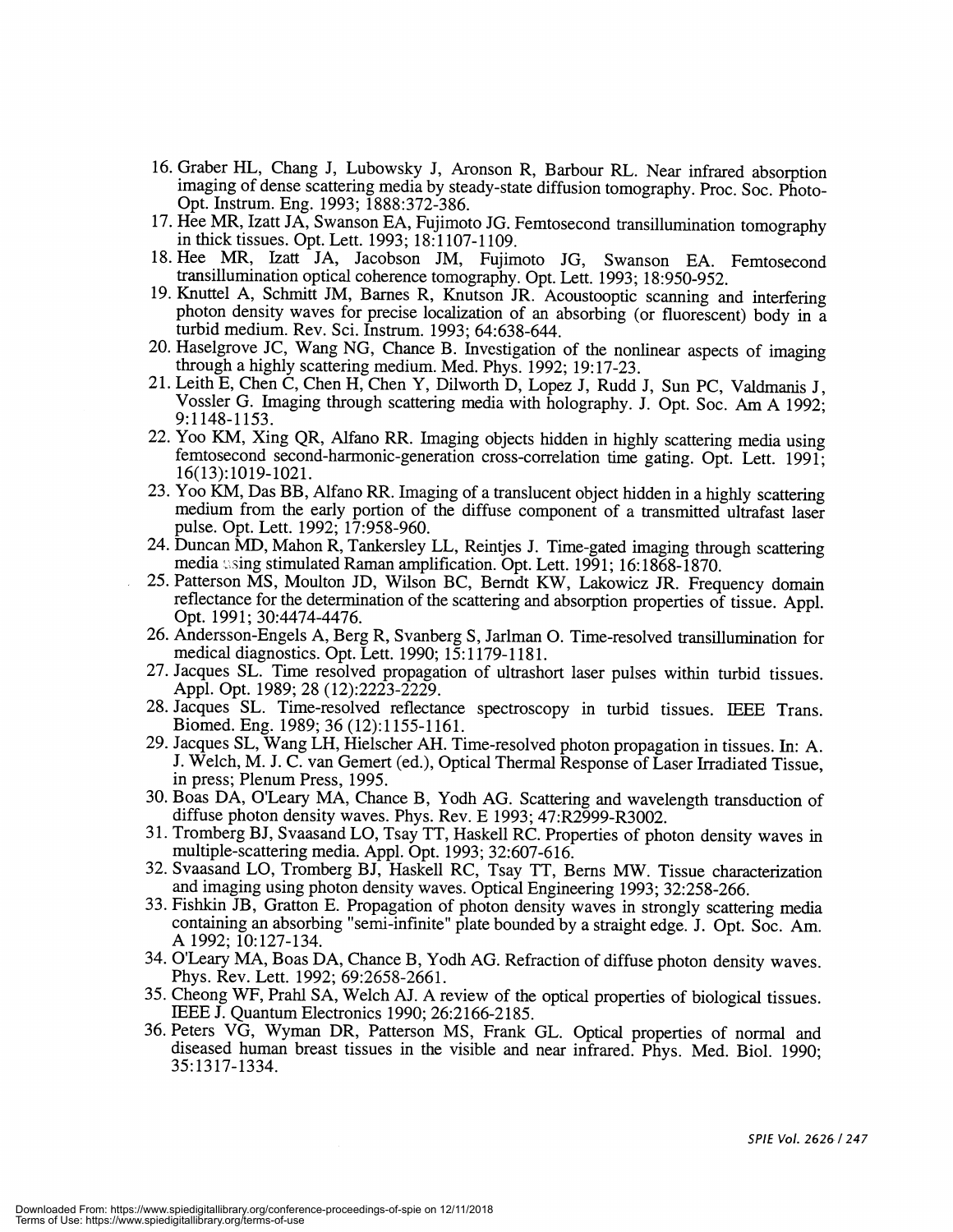16. Graber HL, Chang J, Lubowsky J, Aronson R, Barbour RL. Near infrared absorption imaging of dense scattering media by steady-state diffusion tomography. Proc. Soc. Photo-Opt. Instrum. Eng. 1993; 1888:372-386.
17. Hee MR, Izatt JA, Swanson EA, Fujimoto JG. Femtosecond transillumination tomography in thick tissues. Opt. Lett. 1993; 18:1107-1109.
18. Hee MR, Izatt JA, Jacobson JM, Fujimoto JG, Swanson EA. Femtosecond transillumination optical coherence tomography. Opt. Lett. 1993; 18:950-952.
19. Knuttel A, Schmitt JM, Barnes R, Knutson JR. Acoustooptic scanning and interfering photon density waves for precise localization of an absorbing (or fluorescent) body in a turbid medium. Rev. Sci. Instrum. 1993; 64:638-644.
20. Haselgrove JC, Wang NG, Chance B. Investigation of the nonlinear aspects of imaging through a highly scattering medium. Med. Phys. 1992; 19:17-23.
21. Leith E, Chen C, Chen H, Chen Y, Dilworth D, Lopez J, Rudd J, Sun PC, Valdmanis J, Vossler G. Imaging through scattering media with holography. J. Opt. Soc. Am A 1992; 9:1148-1153.
22. Yoo KM, Xing QR, Alfano RR. Imaging objects hidden in highly scattering media using femtosecond second-harmonic-generation cross-correlation time gating. Opt. Lett. 1991; 16(13):1019-1021.
23. Yoo KM, Das BB, Alfano RR. Imaging of a translucent object hidden in a highly scattering medium from the early portion of the diffuse component of a transmitted ultrafast laser pulse. Opt. Lett. 1992; 17:958-960.
24. Duncan MD, Mahon R, Tankersley LL, Reintjes J. Time-gated imaging through scattering media using stimulated Raman amplification. Opt. Lett. 1991; 16:1868-1870.
25. Patterson MS, Moulton JD, Wilson BC, Berndt KW, Lakowicz JR. Frequency domain reflectance for the determination of the scattering and absorption properties of tissue. Appl. Opt. 1991; 30:4474-4476.
26. Andersson-Engels A, Berg R, Svanberg S, Jarlman O. Time-resolved transillumination for medical diagnostics. Opt. Lett. 1990; 15:1179-1181.
27. Jacques SL. Time resolved propagation of ultrashort laser pulses within turbid tissues. Appl. Opt. 1989; 28 (12):2223-2229.
28. Jacques SL. Time-resolved reflectance spectroscopy in turbid tissues. IEEE Trans. Biomed. Eng. 1989; 36 (12):1155-1161.
29. Jacques SL, Wang LH, Hielscher AH. Time-resolved photon propagation in tissues. In: A. J. Welch, M. J. C. van Gemert (ed.), Optical Thermal Response of Laser Irradiated Tissue, in press; Plenum Press, 1995.
30. Boas DA, O'Leary MA, Chance B, Yodh AG. Scattering and wavelength transduction of diffuse photon density waves. Phys. Rev. E 1993; 47:R2999-R3002.
31. Tromberg BJ, Svaasand LO, Tsay TT, Haskell RC. Properties of photon density waves in multiple-scattering media. Appl. Opt. 1993; 32:607-616.
32. Svaasand LO, Tromberg BJ, Haskell RC, Tsay TT, Berns MW. Tissue characterization and imaging using photon density waves. Optical Engineering 1993; 32:258-266.
33. Fishkin JB, Gratton E. Propagation of photon density waves in strongly scattering media containing an absorbing "semi-infinite" plate bounded by a straight edge. J. Opt. Soc. Am. A 1992; 10:127-134.
34. O'Leary MA, Boas DA, Chance B, Yodh AG. Refraction of diffuse photon density waves. Phys. Rev. Lett. 1992; 69:2658-2661.
35. Cheong WF, Prahl SA, Welch AJ. A review of the optical properties of biological tissues. IEEE J. Quantum Electronics 1990; 26:2166-2185.
36. Peters VG, Wyman DR, Patterson MS, Frank GL. Optical properties of normal and diseased human breast tissues in the visible and near infrared. Phys. Med. Biol. 1990; 35:1317-1334.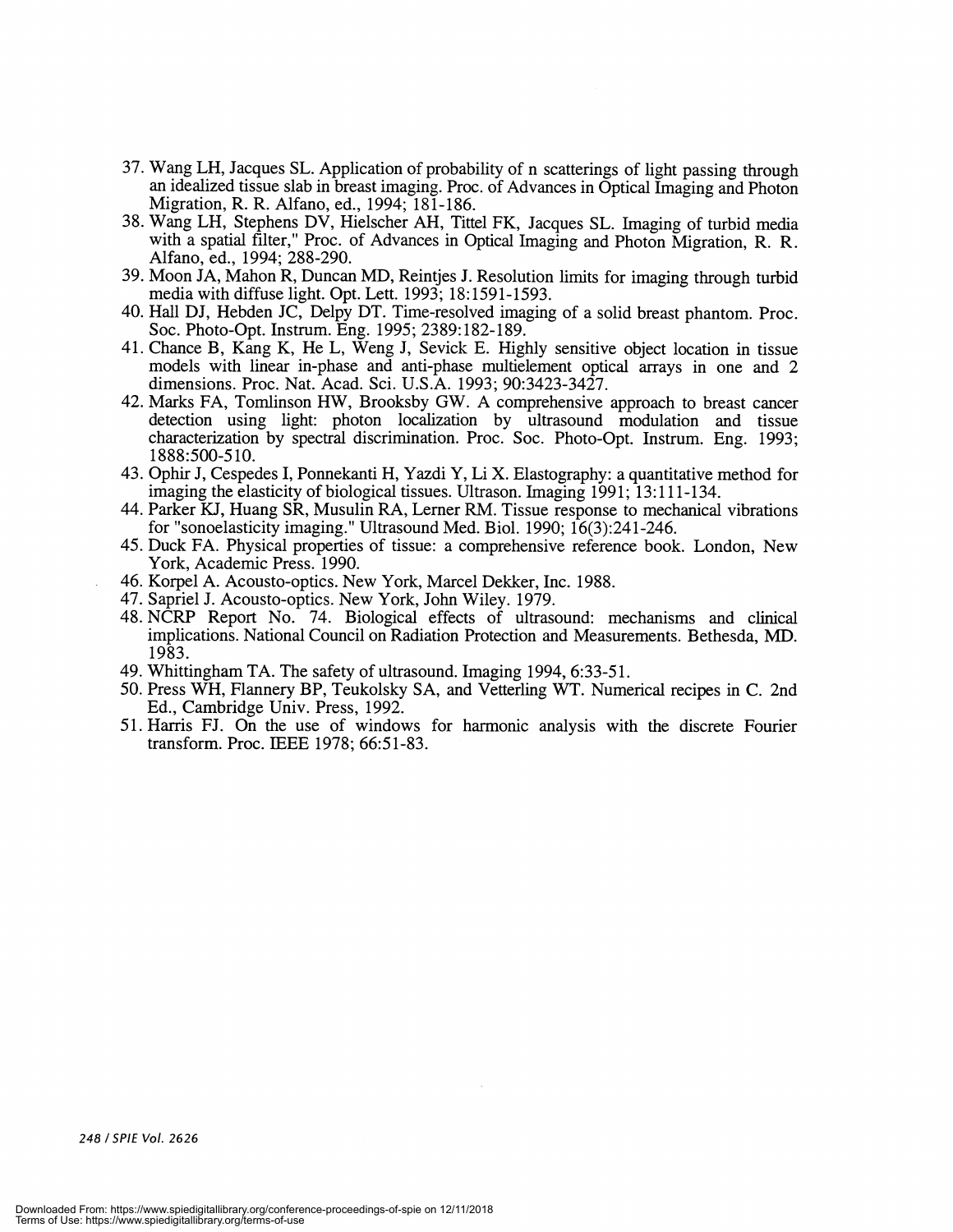37. Wang LH, Jacques SL. Application of probability of n scatterings of light passing through an idealized tissue slab in breast imaging. Proc. of Advances in Optical Imaging and Photon Migration, R. R. Alfano, ed., 1994; 181-186.
38. Wang LH, Stephens DV, Hielscher AH, Tittel FK, Jacques SL. Imaging of turbid media with a spatial filter," Proc. of Advances in Optical Imaging and Photon Migration, R. R. Alfano, ed., 1994; 288-290.
39. Moon JA, Mahon R, Duncan MD, Reintjes J. Resolution limits for imaging through turbid media with diffuse light. Opt. Lett. 1993; 18:1591-1593.
40. Hall DJ, Hebden JC, Delpy DT. Time-resolved imaging of a solid breast phantom. Proc. Soc. Photo-Opt. Instrum. Eng. 1995; 2389:182-189.
41. Chance B, Kang K, He L, Weng J, Sevick E. Highly sensitive object location in tissue models with linear in-phase and anti-phase multielement optical arrays in one and 2 dimensions. Proc. Nat. Acad. Sci. U.S.A. 1993; 90:3423-3427.
42. Marks FA, Tomlinson HW, Brooksby GW. A comprehensive approach to breast cancer detection using light: photon localization by ultrasound modulation and tissue characterization by spectral discrimination. Proc. Soc. Photo-Opt. Instrum. Eng. 1993; 1888:500-510.
43. Ophir J, Cespedes I, Ponnekanti H, Yazdi Y, Li X. Elastography: a quantitative method for imaging the elasticity of biological tissues. Ultrason. Imaging 1991; 13:111-134.
44. Parker KJ, Huang SR, Musulin RA, Lerner RM. Tissue response to mechanical vibrations for "sonoelasticity imaging." Ultrasound Med. Biol. 1990; 16(3):241-246.
45. Duck FA. Physical properties of tissue: a comprehensive reference book. London, New York, Academic Press. 1990.
46. Korpel A. Acousto-optics. New York, Marcel Dekker, Inc. 1988.
47. Sapriel J. Acousto-optics. New York, John Wiley. 1979.
48. NCRP Report No. 74. Biological effects of ultrasound: mechanisms and clinical implications. National Council on Radiation Protection and Measurements. Bethesda, MD. 1983.
49. Whittingham TA. The safety of ultrasound. Imaging 1994, 6:33-51.
50. Press WH, Flannery BP, Teukolsky SA, and Vetterling WT. Numerical recipes in C. 2nd Ed., Cambridge Univ. Press, 1992.
51. Harris FJ. On the use of windows for harmonic analysis with the discrete Fourier transform. Proc. IEEE 1978; 66:51-83.